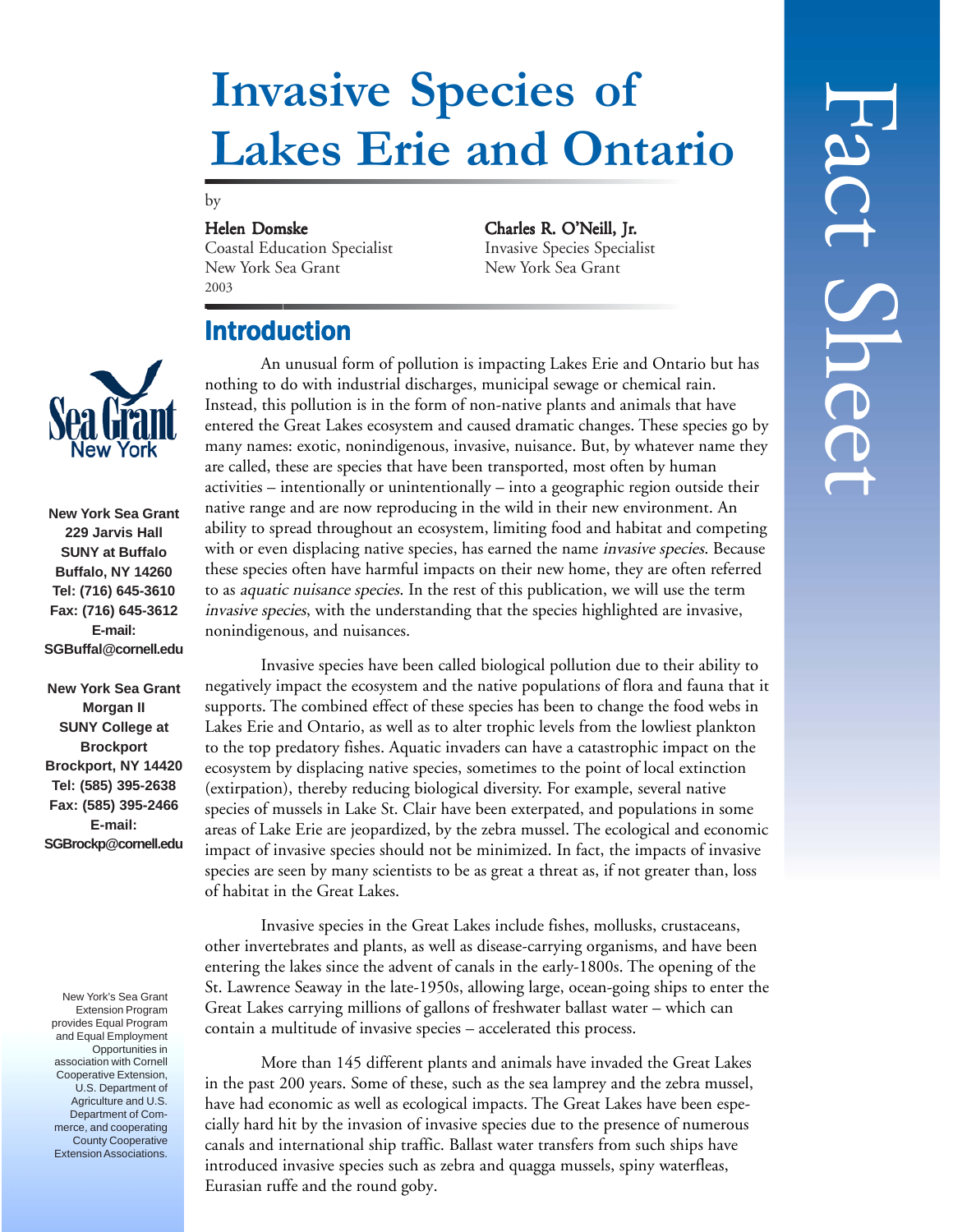# Invasive Species of Lakes Erie and Ontario

by

**Helen Domske**
Coastal Education Specialist
New York Sea Grant
2003

**Charles R. O'Neill, Jr.**
Invasive Species Specialist
New York Sea Grant

Fact Sheet

New York Sea Grant
229 Jarvis Hall
SUNY at Buffalo
Buffalo, NY 14260
Tel: (716) 645-3610
Fax: (716) 645-3612
E-mail: SGBuffal@cornell.edu

New York Sea Grant
Morgan II
SUNY College at Brockport
Brockport, NY 14420
Tel: (585) 395-2638
Fax: (585) 395-2466
E-mail: SGBrockp@cornell.edu

New York's Sea Grant Extension Program provides Equal Program and Equal Employment Opportunities in association with Cornell Cooperative Extension, U.S. Department of Agriculture and U.S. Department of Commerce, and cooperating County Cooperative Extension Associations.

## Introduction

An unusual form of pollution is impacting Lakes Erie and Ontario but has nothing to do with industrial discharges, municipal sewage or chemical rain. Instead, this pollution is in the form of non-native plants and animals that have entered the Great Lakes ecosystem and caused dramatic changes. These species go by many names: exotic, nonindigenous, invasive, nuisance. But, by whatever name they are called, these are species that have been transported, most often by human activities – intentionally or unintentionally – into a geographic region outside their native range and are now reproducing in the wild in their new environment. An ability to spread throughout an ecosystem, limiting food and habitat and competing with or even displacing native species, has earned the name *invasive species*. Because these species often have harmful impacts on their new home, they are often referred to as *aquatic nuisance species*. In the rest of this publication, we will use the term *invasive species*, with the understanding that the species highlighted are invasive, nonindigenous, and nuisances.

Invasive species have been called biological pollution due to their ability to negatively impact the ecosystem and the native populations of flora and fauna that it supports. The combined effect of these species has been to change the food webs in Lakes Erie and Ontario, as well as to alter trophic levels from the lowliest plankton to the top predatory fishes. Aquatic invaders can have a catastrophic impact on the ecosystem by displacing native species, sometimes to the point of local extinction (extirpation), thereby reducing biological diversity. For example, several native species of mussels in Lake St. Clair have been exterpated, and populations in some areas of Lake Erie are jeopardized, by the zebra mussel. The ecological and economic impact of invasive species should not be minimized. In fact, the impacts of invasive species are seen by many scientists to be as great a threat as, if not greater than, loss of habitat in the Great Lakes.

Invasive species in the Great Lakes include fishes, mollusks, crustaceans, other invertebrates and plants, as well as disease-carrying organisms, and have been entering the lakes since the advent of canals in the early-1800s. The opening of the St. Lawrence Seaway in the late-1950s, allowing large, ocean-going ships to enter the Great Lakes carrying millions of gallons of freshwater ballast water – which can contain a multitude of invasive species – accelerated this process.

More than 145 different plants and animals have invaded the Great Lakes in the past 200 years. Some of these, such as the sea lamprey and the zebra mussel, have had economic as well as ecological impacts. The Great Lakes have been especially hard hit by the invasion of invasive species due to the presence of numerous canals and international ship traffic. Ballast water transfers from such ships have introduced invasive species such as zebra and quagga mussels, spiny waterfleas, Eurasian ruffe and the round goby.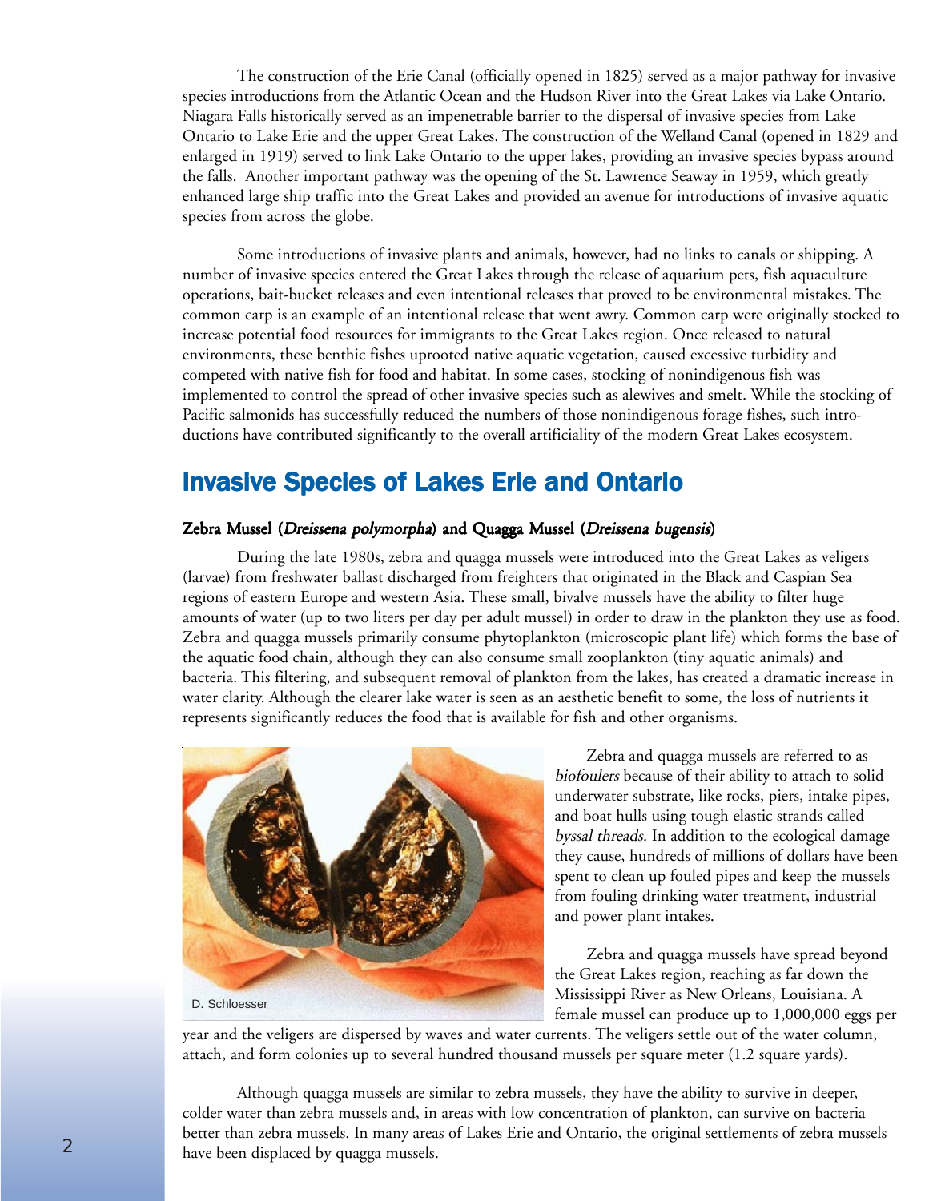The construction of the Erie Canal (officially opened in 1825) served as a major pathway for invasive species introductions from the Atlantic Ocean and the Hudson River into the Great Lakes via Lake Ontario. Niagara Falls historically served as an impenetrable barrier to the dispersal of invasive species from Lake Ontario to Lake Erie and the upper Great Lakes. The construction of the Welland Canal (opened in 1829 and enlarged in 1919) served to link Lake Ontario to the upper lakes, providing an invasive species bypass around the falls. Another important pathway was the opening of the St. Lawrence Seaway in 1959, which greatly enhanced large ship traffic into the Great Lakes and provided an avenue for introductions of invasive aquatic species from across the globe.

Some introductions of invasive plants and animals, however, had no links to canals or shipping. A number of invasive species entered the Great Lakes through the release of aquarium pets, fish aquaculture operations, bait-bucket releases and even intentional releases that proved to be environmental mistakes. The common carp is an example of an intentional release that went awry. Common carp were originally stocked to increase potential food resources for immigrants to the Great Lakes region. Once released to natural environments, these benthic fishes uprooted native aquatic vegetation, caused excessive turbidity and competed with native fish for food and habitat. In some cases, stocking of nonindigenous fish was implemented to control the spread of other invasive species such as alewives and smelt. While the stocking of Pacific salmonids has successfully reduced the numbers of those nonindigenous forage fishes, such introductions have contributed significantly to the overall artificiality of the modern Great Lakes ecosystem.

## Invasive Species of Lakes Erie and Ontario

### Zebra Mussel (*Dreissena polymorpha*) and Quagga Mussel (*Dreissena bugensis*)

During the late 1980s, zebra and quagga mussels were introduced into the Great Lakes as veligers (larvae) from freshwater ballast discharged from freighters that originated in the Black and Caspian Sea regions of eastern Europe and western Asia. These small, bivalve mussels have the ability to filter huge amounts of water (up to two liters per day per adult mussel) in order to draw in the plankton they use as food. Zebra and quagga mussels primarily consume phytoplankton (microscopic plant life) which forms the base of the aquatic food chain, although they can also consume small zooplankton (tiny aquatic animals) and bacteria. This filtering, and subsequent removal of plankton from the lakes, has created a dramatic increase in water clarity. Although the clearer lake water is seen as an aesthetic benefit to some, the loss of nutrients it represents significantly reduces the food that is available for fish and other organisms.

D. Schloesser

Zebra and quagga mussels are referred to as *biofoulers* because of their ability to attach to solid underwater substrate, like rocks, piers, intake pipes, and boat hulls using tough elastic strands called *byssal threads*. In addition to the ecological damage they cause, hundreds of millions of dollars have been spent to clean up fouled pipes and keep the mussels from fouling drinking water treatment, industrial and power plant intakes.

Zebra and quagga mussels have spread beyond the Great Lakes region, reaching as far down the Mississippi River as New Orleans, Louisiana. A female mussel can produce up to 1,000,000 eggs per year and the veligers are dispersed by waves and water currents. The veligers settle out of the water column, attach, and form colonies up to several hundred thousand mussels per square meter (1.2 square yards).

Although quagga mussels are similar to zebra mussels, they have the ability to survive in deeper, colder water than zebra mussels and, in areas with low concentration of plankton, can survive on bacteria better than zebra mussels. In many areas of Lakes Erie and Ontario, the original settlements of zebra mussels have been displaced by quagga mussels.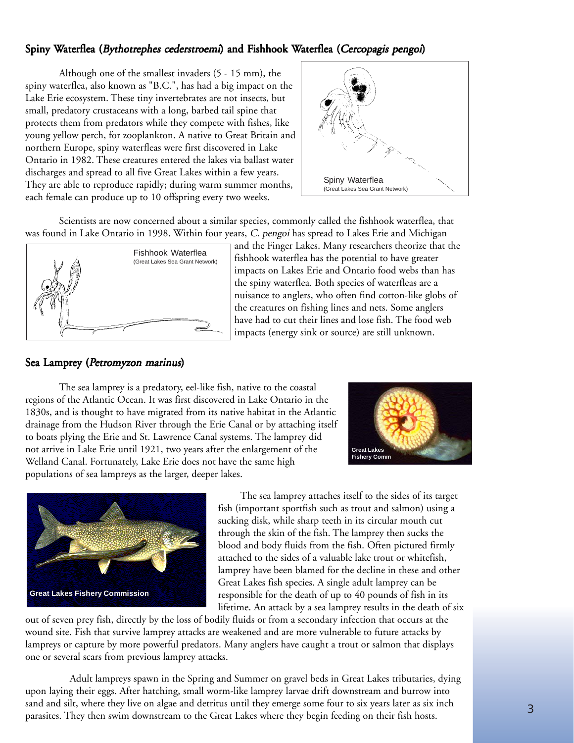## Spiny Waterflea (*Bythotrephes cederstroemi*) and Fishhook Waterflea (*Cercopagis pengoi*)

Although one of the smallest invaders (5 - 15 mm), the spiny waterflea, also known as "B.C.", has had a big impact on the Lake Erie ecosystem. These tiny invertebrates are not insects, but small, predatory crustaceans with a long, barbed tail spine that protects them from predators while they compete with fishes, like young yellow perch, for zooplankton. A native to Great Britain and northern Europe, spiny waterfleas were first discovered in Lake Ontario in 1982. These creatures entered the lakes via ballast water discharges and spread to all five Great Lakes within a few years. They are able to reproduce rapidly; during warm summer months, each female can produce up to 10 offspring every two weeks.

Spiny Waterflea
(Great Lakes Sea Grant Network)

Scientists are now concerned about a similar species, commonly called the fishhook waterflea, that was found in Lake Ontario in 1998. Within four years, *C. pengoi* has spread to Lakes Erie and Michigan and the Finger Lakes. Many researchers theorize that the fishhook waterflea has the potential to have greater impacts on Lakes Erie and Ontario food webs than has the spiny waterflea. Both species of waterfleas are a nuisance to anglers, who often find cotton-like globs of the creatures on fishing lines and nets. Some anglers have had to cut their lines and lose fish. The food web impacts (energy sink or source) are still unknown.

Fishhook Waterflea
(Great Lakes Sea Grant Network)

## Sea Lamprey (*Petromyzon marinus*)

The sea lamprey is a predatory, eel-like fish, native to the coastal regions of the Atlantic Ocean. It was first discovered in Lake Ontario in the 1830s, and is thought to have migrated from its native habitat in the Atlantic drainage from the Hudson River through the Erie Canal or by attaching itself to boats plying the Erie and St. Lawrence Canal systems. The lamprey did not arrive in Lake Erie until 1921, two years after the enlargement of the Welland Canal. Fortunately, Lake Erie does not have the same high populations of sea lampreys as the larger, deeper lakes.

Great Lakes Fishery Comm

Great Lakes Fishery Commission

The sea lamprey attaches itself to the sides of its target fish (important sportfish such as trout and salmon) using a sucking disk, while sharp teeth in its circular mouth cut through the skin of the fish. The lamprey then sucks the blood and body fluids from the fish. Often pictured firmly attached to the sides of a valuable lake trout or whitefish, lamprey have been blamed for the decline in these and other Great Lakes fish species. A single adult lamprey can be responsible for the death of up to 40 pounds of fish in its lifetime. An attack by a sea lamprey results in the death of six out of seven prey fish, directly by the loss of bodily fluids or from a secondary infection that occurs at the wound site. Fish that survive lamprey attacks are weakened and are more vulnerable to future attacks by lampreys or capture by more powerful predators. Many anglers have caught a trout or salmon that displays one or several scars from previous lamprey attacks.

Adult lampreys spawn in the Spring and Summer on gravel beds in Great Lakes tributaries, dying upon laying their eggs. After hatching, small worm-like lamprey larvae drift downstream and burrow into sand and silt, where they live on algae and detritus until they emerge some four to six years later as six inch parasites. They then swim downstream to the Great Lakes where they begin feeding on their fish hosts.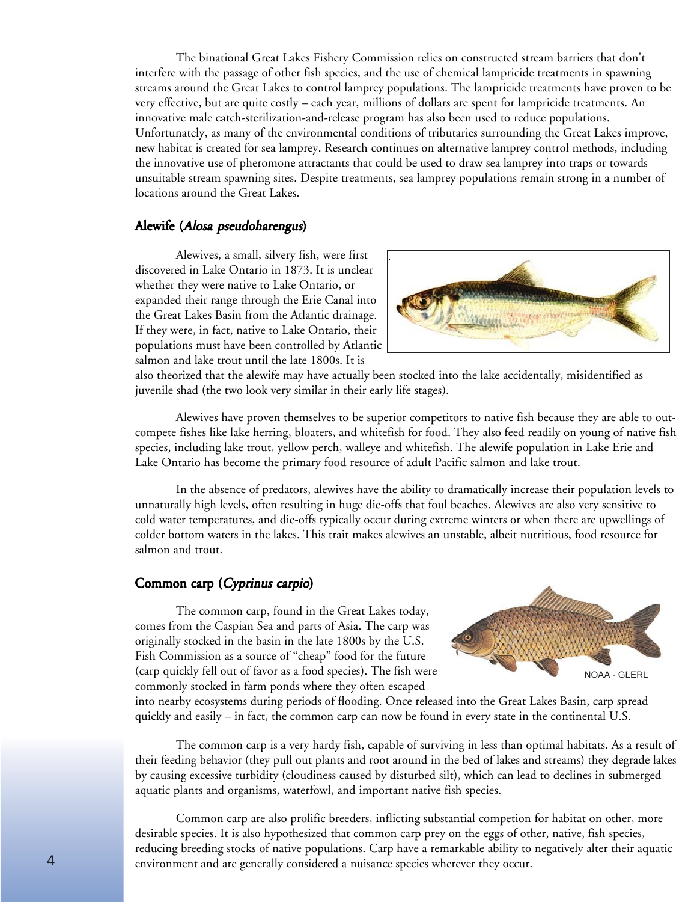The binational Great Lakes Fishery Commission relies on constructed stream barriers that don't interfere with the passage of other fish species, and the use of chemical lampricide treatments in spawning streams around the Great Lakes to control lamprey populations. The lampricide treatments have proven to be very effective, but are quite costly – each year, millions of dollars are spent for lampricide treatments. An innovative male catch-sterilization-and-release program has also been used to reduce populations. Unfortunately, as many of the environmental conditions of tributaries surrounding the Great Lakes improve, new habitat is created for sea lamprey. Research continues on alternative lamprey control methods, including the innovative use of pheromone attractants that could be used to draw sea lamprey into traps or towards unsuitable stream spawning sites. Despite treatments, sea lamprey populations remain strong in a number of locations around the Great Lakes.

### Alewife (*Alosa pseudoharengus*)

Alewives, a small, silvery fish, were first discovered in Lake Ontario in 1873. It is unclear whether they were native to Lake Ontario, or expanded their range through the Erie Canal into the Great Lakes Basin from the Atlantic drainage. If they were, in fact, native to Lake Ontario, their populations must have been controlled by Atlantic salmon and lake trout until the late 1800s. It is also theorized that the alewife may have actually been stocked into the lake accidentally, misidentified as juvenile shad (the two look very similar in their early life stages).

Alewives have proven themselves to be superior competitors to native fish because they are able to out-compete fishes like lake herring, bloaters, and whitefish for food. They also feed readily on young of native fish species, including lake trout, yellow perch, walleye and whitefish. The alewife population in Lake Erie and Lake Ontario has become the primary food resource of adult Pacific salmon and lake trout.

In the absence of predators, alewives have the ability to dramatically increase their population levels to unnaturally high levels, often resulting in huge die-offs that foul beaches. Alewives are also very sensitive to cold water temperatures, and die-offs typically occur during extreme winters or when there are upwellings of colder bottom waters in the lakes. This trait makes alewives an unstable, albeit nutritious, food resource for salmon and trout.

### Common carp (*Cyprinus carpio*)

The common carp, found in the Great Lakes today, comes from the Caspian Sea and parts of Asia. The carp was originally stocked in the basin in the late 1800s by the U.S. Fish Commission as a source of "cheap" food for the future (carp quickly fell out of favor as a food species). The fish were commonly stocked in farm ponds where they often escaped into nearby ecosystems during periods of flooding. Once released into the Great Lakes Basin, carp spread quickly and easily – in fact, the common carp can now be found in every state in the continental U.S.

NOAA - GLERL

The common carp is a very hardy fish, capable of surviving in less than optimal habitats. As a result of their feeding behavior (they pull out plants and root around in the bed of lakes and streams) they degrade lakes by causing excessive turbidity (cloudiness caused by disturbed silt), which can lead to declines in submerged aquatic plants and organisms, waterfowl, and important native fish species.

Common carp are also prolific breeders, inflicting substantial competion for habitat on other, more desirable species. It is also hypothesized that common carp prey on the eggs of other, native, fish species, reducing breeding stocks of native populations. Carp have a remarkable ability to negatively alter their aquatic environment and are generally considered a nuisance species wherever they occur.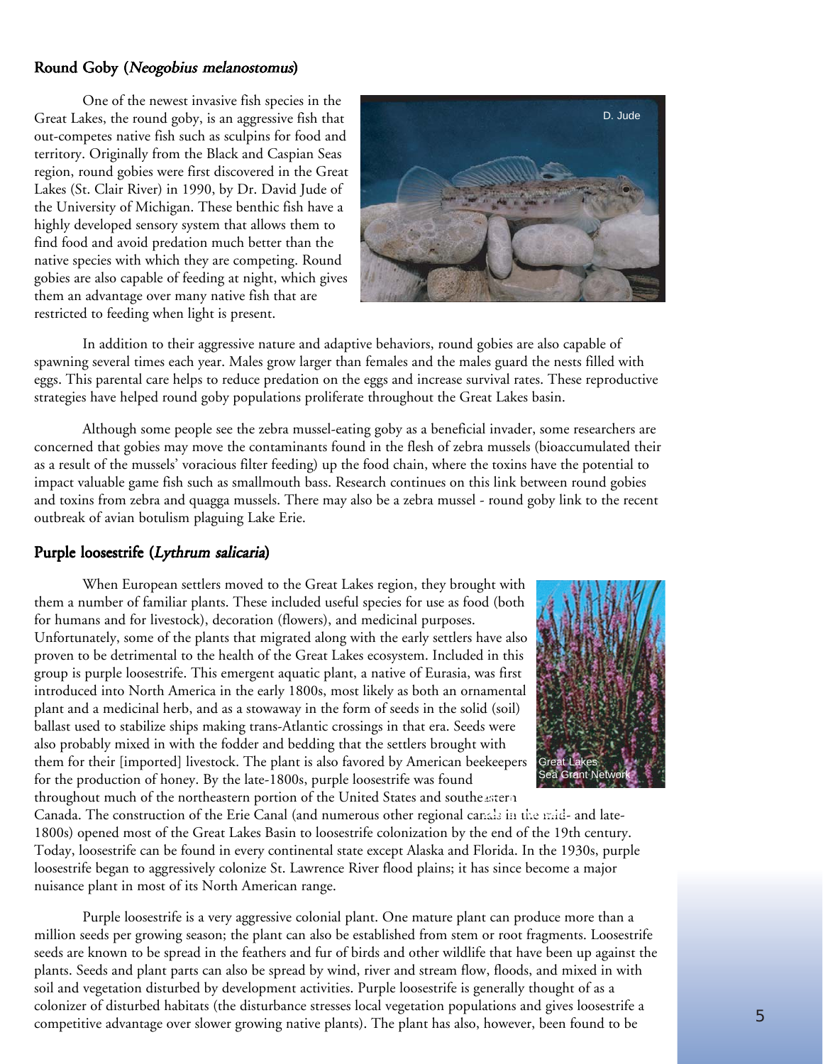## Round Goby (*Neogobius melanostomus*)

One of the newest invasive fish species in the Great Lakes, the round goby, is an aggressive fish that out-competes native fish such as sculpins for food and territory. Originally from the Black and Caspian Seas region, round gobies were first discovered in the Great Lakes (St. Clair River) in 1990, by Dr. David Jude of the University of Michigan. These benthic fish have a highly developed sensory system that allows them to find food and avoid predation much better than the native species with which they are competing. Round gobies are also capable of feeding at night, which gives them an advantage over many native fish that are restricted to feeding when light is present.

D. Jude

In addition to their aggressive nature and adaptive behaviors, round gobies are also capable of spawning several times each year. Males grow larger than females and the males guard the nests filled with eggs. This parental care helps to reduce predation on the eggs and increase survival rates. These reproductive strategies have helped round goby populations proliferate throughout the Great Lakes basin.

Although some people see the zebra mussel-eating goby as a beneficial invader, some researchers are concerned that gobies may move the contaminants found in the flesh of zebra mussels (bioaccumulated their as a result of the mussels' voracious filter feeding) up the food chain, where the toxins have the potential to impact valuable game fish such as smallmouth bass. Research continues on this link between round gobies and toxins from zebra and quagga mussels. There may also be a zebra mussel - round goby link to the recent outbreak of avian botulism plaguing Lake Erie.

## Purple loosestrife (*Lythrum salicaria*)

When European settlers moved to the Great Lakes region, they brought with them a number of familiar plants. These included useful species for use as food (both for humans and for livestock), decoration (flowers), and medicinal purposes. Unfortunately, some of the plants that migrated along with the early settlers have also proven to be detrimental to the health of the Great Lakes ecosystem. Included in this group is purple loosestrife. This emergent aquatic plant, a native of Eurasia, was first introduced into North America in the early 1800s, most likely as both an ornamental plant and a medicinal herb, and as a stowaway in the form of seeds in the solid (soil) ballast used to stabilize ships making trans-Atlantic crossings in that era. Seeds were also probably mixed in with the fodder and bedding that the settlers brought with them for their [imported] livestock. The plant is also favored by American beekeepers for the production of honey. By the late-1800s, purple loosestrife was found throughout much of the northeastern portion of the United States and southeastern Canada. The construction of the Erie Canal (and numerous other regional canals in the mid- and late-1800s) opened most of the Great Lakes Basin to loosestrife colonization by the end of the 19th century. Today, loosestrife can be found in every continental state except Alaska and Florida. In the 1930s, purple loosestrife began to aggressively colonize St. Lawrence River flood plains; it has since become a major nuisance plant in most of its North American range.

Great Lakes Sea Grant Network

Purple loosestrife is a very aggressive colonial plant. One mature plant can produce more than a million seeds per growing season; the plant can also be established from stem or root fragments. Loosestrife seeds are known to be spread in the feathers and fur of birds and other wildlife that have been up against the plants. Seeds and plant parts can also be spread by wind, river and stream flow, floods, and mixed in with soil and vegetation disturbed by development activities. Purple loosestrife is generally thought of as a colonizer of disturbed habitats (the disturbance stresses local vegetation populations and gives loosestrife a competitive advantage over slower growing native plants). The plant has also, however, been found to be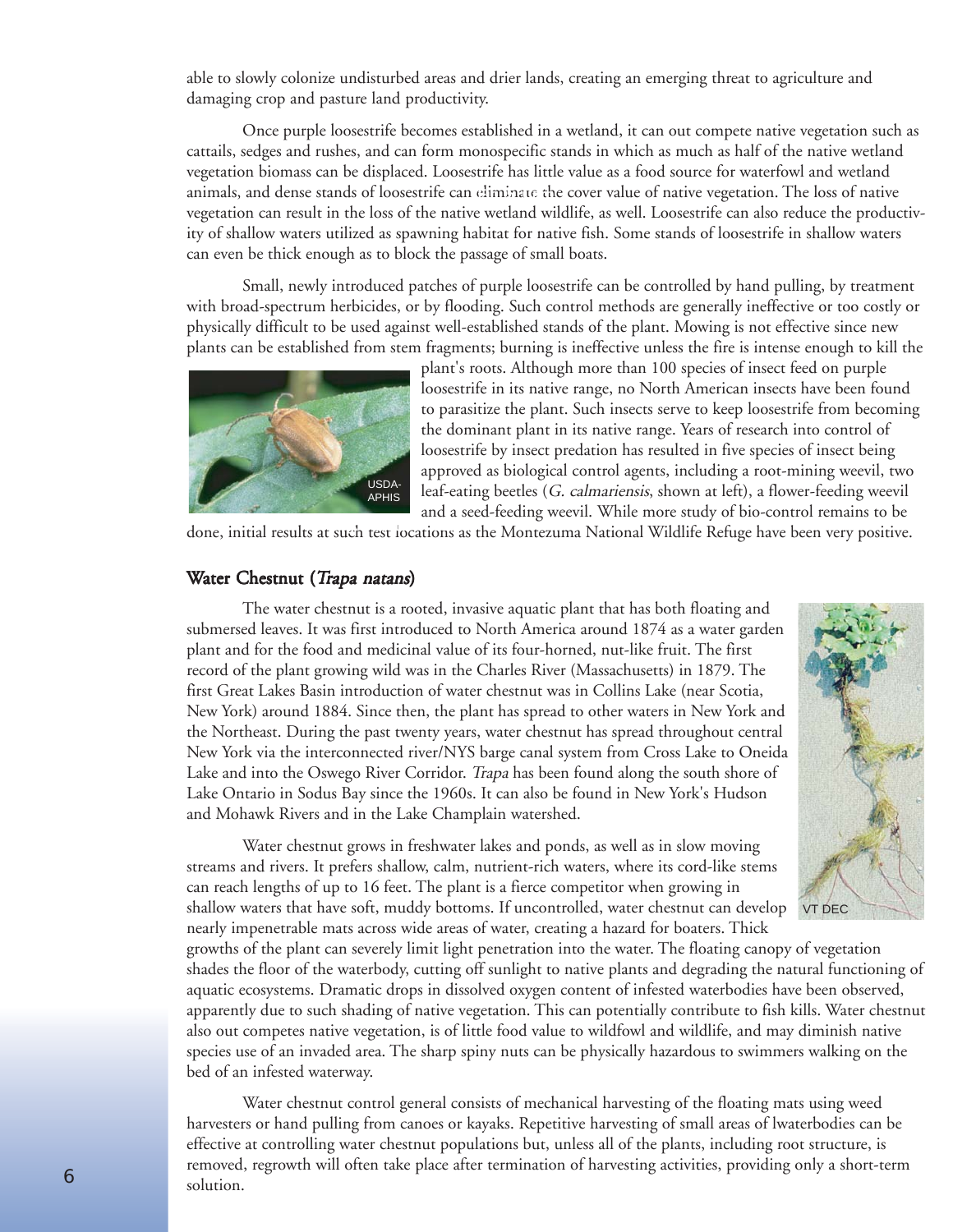able to slowly colonize undisturbed areas and drier lands, creating an emerging threat to agriculture and damaging crop and pasture land productivity.

Once purple loosestrife becomes established in a wetland, it can out compete native vegetation such as cattails, sedges and rushes, and can form monospecific stands in which as much as half of the native wetland vegetation biomass can be displaced. Loosestrife has little value as a food source for waterfowl and wetland animals, and dense stands of loosestrife can eliminate the cover value of native vegetation. The loss of native vegetation can result in the loss of the native wetland wildlife, as well. Loosestrife can also reduce the productivity of shallow waters utilized as spawning habitat for native fish. Some stands of loosestrife in shallow waters can even be thick enough as to block the passage of small boats.

Small, newly introduced patches of purple loosestrife can be controlled by hand pulling, by treatment with broad-spectrum herbicides, or by flooding. Such control methods are generally ineffective or too costly or physically difficult to be used against well-established stands of the plant. Mowing is not effective since new plants can be established from stem fragments; burning is ineffective unless the fire is intense enough to kill the plant's roots. Although more than 100 species of insect feed on purple loosestrife in its native range, no North American insects have been found to parasitize the plant. Such insects serve to keep loosestrife from becoming the dominant plant in its native range. Years of research into control of loosestrife by insect predation has resulted in five species of insect being approved as biological control agents, including a root-mining weevil, two leaf-eating beetles (*G. calmariensis*, shown at left), a flower-feeding weevil and a seed-feeding weevil. While more study of bio-control remains to be done, initial results at such test locations as the Montezuma National Wildlife Refuge have been very positive.

USDA-APHIS

## Water Chestnut (*Trapa natans*)

The water chestnut is a rooted, invasive aquatic plant that has both floating and submersed leaves. It was first introduced to North America around 1874 as a water garden plant and for the food and medicinal value of its four-horned, nut-like fruit. The first record of the plant growing wild was in the Charles River (Massachusetts) in 1879. The first Great Lakes Basin introduction of water chestnut was in Collins Lake (near Scotia, New York) around 1884. Since then, the plant has spread to other waters in New York and the Northeast. During the past twenty years, water chestnut has spread throughout central New York via the interconnected river/NYS barge canal system from Cross Lake to Oneida Lake and into the Oswego River Corridor. *Trapa* has been found along the south shore of Lake Ontario in Sodus Bay since the 1960s. It can also be found in New York's Hudson and Mohawk Rivers and in the Lake Champlain watershed.

VT DEC

Water chestnut grows in freshwater lakes and ponds, as well as in slow moving streams and rivers. It prefers shallow, calm, nutrient-rich waters, where its cord-like stems can reach lengths of up to 16 feet. The plant is a fierce competitor when growing in shallow waters that have soft, muddy bottoms. If uncontrolled, water chestnut can develop nearly impenetrable mats across wide areas of water, creating a hazard for boaters. Thick growths of the plant can severely limit light penetration into the water. The floating canopy of vegetation shades the floor of the waterbody, cutting off sunlight to native plants and degrading the natural functioning of aquatic ecosystems. Dramatic drops in dissolved oxygen content of infested waterbodies have been observed, apparently due to such shading of native vegetation. This can potentially contribute to fish kills. Water chestnut also out competes native vegetation, is of little food value to wildfowl and wildlife, and may diminish native species use of an invaded area. The sharp spiny nuts can be physically hazardous to swimmers walking on the bed of an infested waterway.

Water chestnut control general consists of mechanical harvesting of the floating mats using weed harvesters or hand pulling from canoes or kayaks. Repetitive harvesting of small areas of lwaterbodies can be effective at controlling water chestnut populations but, unless all of the plants, including root structure, is removed, regrowth will often take place after termination of harvesting activities, providing only a short-term solution.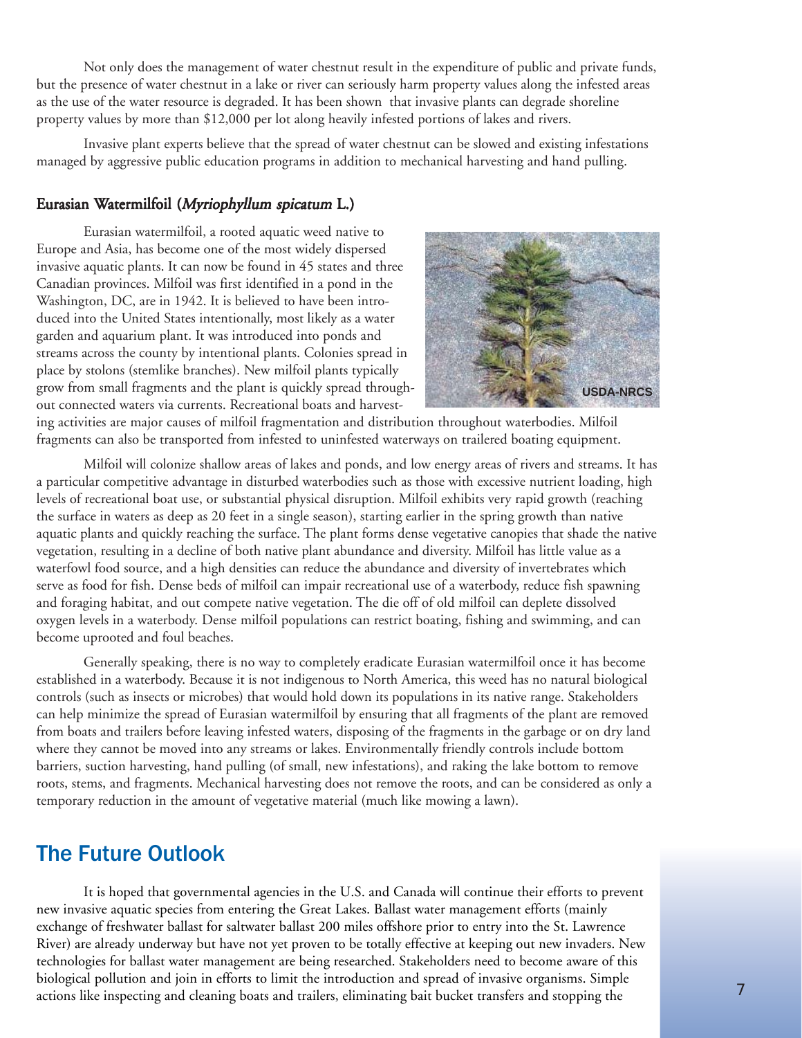Not only does the management of water chestnut result in the expenditure of public and private funds, but the presence of water chestnut in a lake or river can seriously harm property values along the infested areas as the use of the water resource is degraded. It has been shown that invasive plants can degrade shoreline property values by more than $12,000 per lot along heavily infested portions of lakes and rivers.

Invasive plant experts believe that the spread of water chestnut can be slowed and existing infestations managed by aggressive public education programs in addition to mechanical harvesting and hand pulling.

### Eurasian Watermilfoil (*Myriophyllum spicatum* L.)

Eurasian watermilfoil, a rooted aquatic weed native to Europe and Asia, has become one of the most widely dispersed invasive aquatic plants. It can now be found in 45 states and three Canadian provinces. Milfoil was first identified in a pond in the Washington, DC, are in 1942. It is believed to have been introduced into the United States intentionally, most likely as a water garden and aquarium plant. It was introduced into ponds and streams across the county by intentional plants. Colonies spread in place by stolons (stemlike branches). New milfoil plants typically grow from small fragments and the plant is quickly spread throughout connected waters via currents. Recreational boats and harvesting activities are major causes of milfoil fragmentation and distribution throughout waterbodies. Milfoil fragments can also be transported from infested to uninfested waterways on trailered boating equipment.

USDA-NRCS

Milfoil will colonize shallow areas of lakes and ponds, and low energy areas of rivers and streams. It has a particular competitive advantage in disturbed waterbodies such as those with excessive nutrient loading, high levels of recreational boat use, or substantial physical disruption. Milfoil exhibits very rapid growth (reaching the surface in waters as deep as 20 feet in a single season), starting earlier in the spring growth than native aquatic plants and quickly reaching the surface. The plant forms dense vegetative canopies that shade the native vegetation, resulting in a decline of both native plant abundance and diversity. Milfoil has little value as a waterfowl food source, and a high densities can reduce the abundance and diversity of invertebrates which serve as food for fish. Dense beds of milfoil can impair recreational use of a waterbody, reduce fish spawning and foraging habitat, and out compete native vegetation. The die off of old milfoil can deplete dissolved oxygen levels in a waterbody. Dense milfoil populations can restrict boating, fishing and swimming, and can become uprooted and foul beaches.

Generally speaking, there is no way to completely eradicate Eurasian watermilfoil once it has become established in a waterbody. Because it is not indigenous to North America, this weed has no natural biological controls (such as insects or microbes) that would hold down its populations in its native range. Stakeholders can help minimize the spread of Eurasian watermilfoil by ensuring that all fragments of the plant are removed from boats and trailers before leaving infested waters, disposing of the fragments in the garbage or on dry land where they cannot be moved into any streams or lakes. Environmentally friendly controls include bottom barriers, suction harvesting, hand pulling (of small, new infestations), and raking the lake bottom to remove roots, stems, and fragments. Mechanical harvesting does not remove the roots, and can be considered as only a temporary reduction in the amount of vegetative material (much like mowing a lawn).

## The Future Outlook

It is hoped that governmental agencies in the U.S. and Canada will continue their efforts to prevent new invasive aquatic species from entering the Great Lakes. Ballast water management efforts (mainly exchange of freshwater ballast for saltwater ballast 200 miles offshore prior to entry into the St. Lawrence River) are already underway but have not yet proven to be totally effective at keeping out new invaders. New technologies for ballast water management are being researched. Stakeholders need to become aware of this biological pollution and join in efforts to limit the introduction and spread of invasive organisms. Simple actions like inspecting and cleaning boats and trailers, eliminating bait bucket transfers and stopping the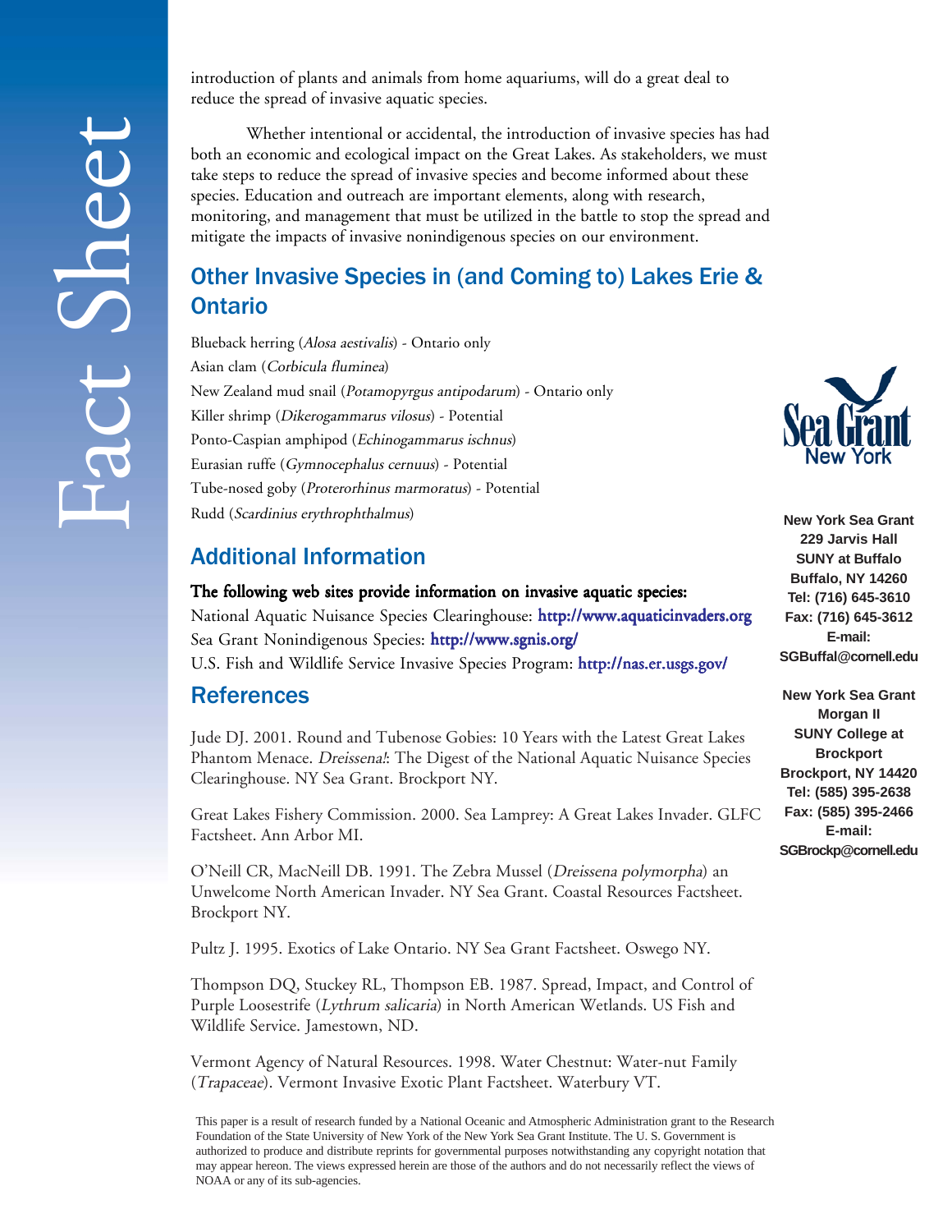introduction of plants and animals from home aquariums, will do a great deal to reduce the spread of invasive aquatic species.

Whether intentional or accidental, the introduction of invasive species has had both an economic and ecological impact on the Great Lakes. As stakeholders, we must take steps to reduce the spread of invasive species and become informed about these species. Education and outreach are important elements, along with research, monitoring, and management that must be utilized in the battle to stop the spread and mitigate the impacts of invasive nonindigenous species on our environment.

## Other Invasive Species in (and Coming to) Lakes Erie & Ontario

Blueback herring (*Alosa aestivalis*) - Ontario only
Asian clam (*Corbicula fluminea*)
New Zealand mud snail (*Potamopyrgus antipodarum*) - Ontario only
Killer shrimp (*Dikerogammarus vilosus*) - Potential
Ponto-Caspian amphipod (*Echinogammarus ischnus*)
Eurasian ruffe (*Gymnocephalus cernuus*) - Potential
Tube-nosed goby (*Proterorhinus marmoratus*) - Potential
Rudd (*Scardinius erythrophthalmus*)

## Additional Information

**The following web sites provide information on invasive aquatic species:**
National Aquatic Nuisance Species Clearinghouse: **http://www.aquaticinvaders.org**
Sea Grant Nonindigenous Species: **http://www.sgnis.org/**
U.S. Fish and Wildlife Service Invasive Species Program: **http://nas.er.usgs.gov/**

## References

Jude DJ. 2001. Round and Tubenose Gobies: 10 Years with the Latest Great Lakes Phantom Menace. *Dreissena!*: The Digest of the National Aquatic Nuisance Species Clearinghouse. NY Sea Grant. Brockport NY.

Great Lakes Fishery Commission. 2000. Sea Lamprey: A Great Lakes Invader. GLFC Factsheet. Ann Arbor MI.

O'Neill CR, MacNeill DB. 1991. The Zebra Mussel (*Dreissena polymorpha*) an Unwelcome North American Invader. NY Sea Grant. Coastal Resources Factsheet. Brockport NY.

Pultz J. 1995. Exotics of Lake Ontario. NY Sea Grant Factsheet. Oswego NY.

Thompson DQ, Stuckey RL, Thompson EB. 1987. Spread, Impact, and Control of Purple Loosestrife (*Lythrum salicaria*) in North American Wetlands. US Fish and Wildlife Service. Jamestown, ND.

Vermont Agency of Natural Resources. 1998. Water Chestnut: Water-nut Family (*Trapaceae*). Vermont Invasive Exotic Plant Factsheet. Waterbury VT.

Sea Grant New York

**New York Sea Grant**
**229 Jarvis Hall**
**SUNY at Buffalo**
**Buffalo, NY 14260**
**Tel: (716) 645-3610**
**Fax: (716) 645-3612**
**E-mail:**
**SGBuffal@cornell.edu**

**New York Sea Grant**
**Morgan II**
**SUNY College at Brockport**
**Brockport, NY 14420**
**Tel: (585) 395-2638**
**Fax: (585) 395-2466**
**E-mail:**
**SGBrockp@cornell.edu**

This paper is a result of research funded by a National Oceanic and Atmospheric Administration grant to the Research Foundation of the State University of New York of the New York Sea Grant Institute. The U. S. Government is authorized to produce and distribute reprints for governmental purposes notwithstanding any copyright notation that may appear hereon. The views expressed herein are those of the authors and do not necessarily reflect the views of NOAA or any of its sub-agencies.